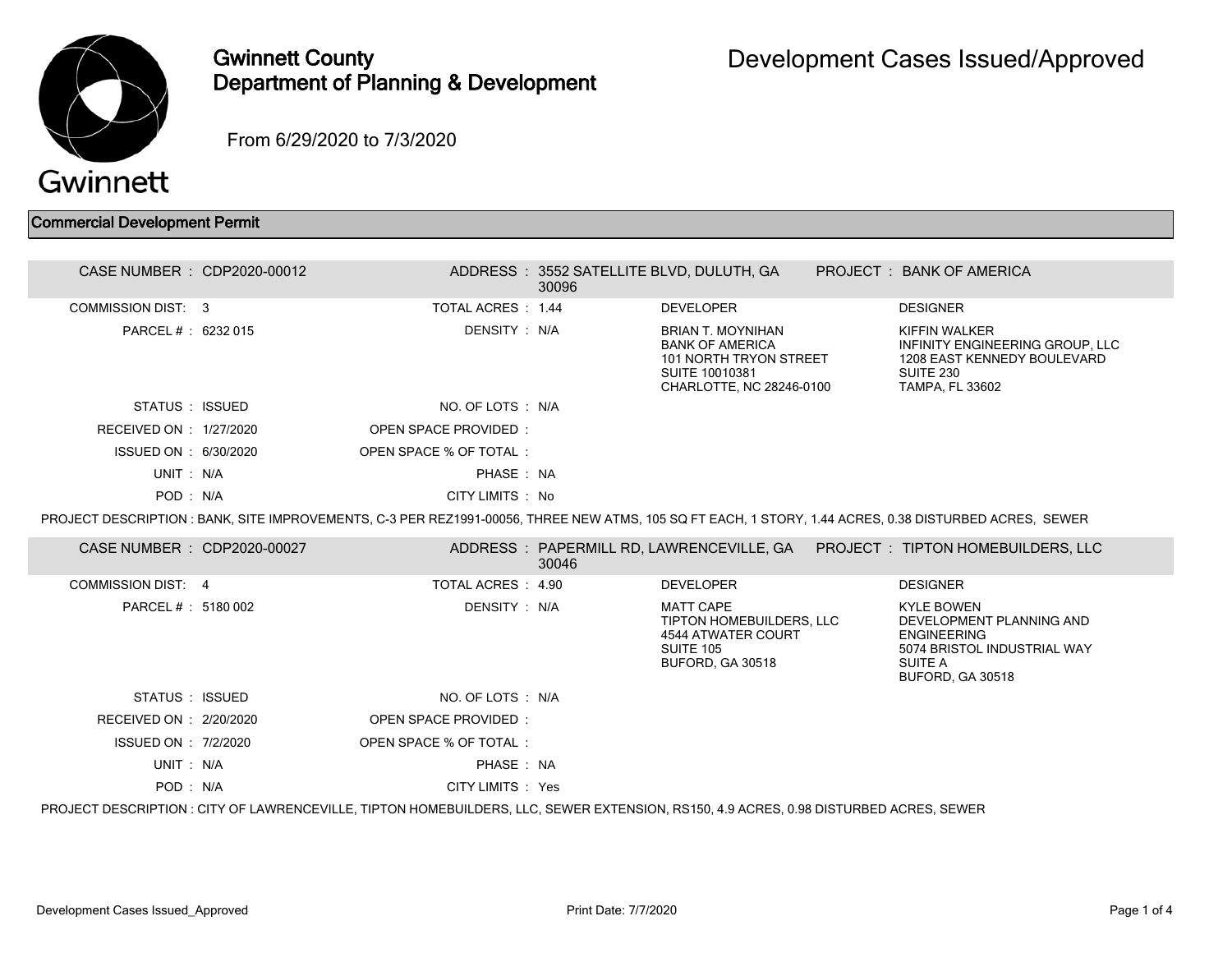# Gwinnett County Department of Planning & Development

# Development Cases Issued/Approved

From 6/29/2020 to 7/3/2020

## Commercial Development Permit

**CASE NUMBER :** CDP2020-00012
**ADDRESS :** 3552 SATELLITE BLVD, DULUTH, GA 30096
**PROJECT :** BANK OF AMERICA

| | | | |
|---|---|---|---|
| COMMISSION DIST: 3 | TOTAL ACRES : 1.44 | **DEVELOPER** | **DESIGNER** |
| PARCEL # : 6232 015 | DENSITY : N/A | BRIAN T. MOYNIHAN<br>BANK OF AMERICA<br>101 NORTH TRYON STREET<br>SUITE 10010381<br>CHARLOTTE, NC 28246-0100 | KIFFIN WALKER<br>INFINITY ENGINEERING GROUP, LLC<br>1208 EAST KENNEDY BOULEVARD<br>SUITE 230<br>TAMPA, FL 33602 |
| STATUS : ISSUED | NO. OF LOTS : N/A | | |
| RECEIVED ON : 1/27/2020 | OPEN SPACE PROVIDED : | | |
| ISSUED ON : 6/30/2020 | OPEN SPACE % OF TOTAL : | | |
| UNIT : N/A | PHASE : NA | | |
| POD : N/A | CITY LIMITS : No | | |

PROJECT DESCRIPTION : BANK, SITE IMPROVEMENTS, C-3 PER REZ1991-00056, THREE NEW ATMS, 105 SQ FT EACH, 1 STORY, 1.44 ACRES, 0.38 DISTURBED ACRES, SEWER

**CASE NUMBER :** CDP2020-00027
**ADDRESS :** PAPERMILL RD, LAWRENCEVILLE, GA 30046
**PROJECT :** TIPTON HOMEBUILDERS, LLC

| | | | |
|---|---|---|---|
| COMMISSION DIST: 4 | TOTAL ACRES : 4.90 | **DEVELOPER** | **DESIGNER** |
| PARCEL # : 5180 002 | DENSITY : N/A | MATT CAPE<br>TIPTON HOMEBUILDERS, LLC<br>4544 ATWATER COURT<br>SUITE 105<br>BUFORD, GA 30518 | KYLE BOWEN<br>DEVELOPMENT PLANNING AND ENGINEERING<br>5074 BRISTOL INDUSTRIAL WAY<br>SUITE A<br>BUFORD, GA 30518 |
| STATUS : ISSUED | NO. OF LOTS : N/A | | |
| RECEIVED ON : 2/20/2020 | OPEN SPACE PROVIDED : | | |
| ISSUED ON : 7/2/2020 | OPEN SPACE % OF TOTAL : | | |
| UNIT : N/A | PHASE : NA | | |
| POD : N/A | CITY LIMITS : Yes | | |

PROJECT DESCRIPTION : CITY OF LAWRENCEVILLE, TIPTON HOMEBUILDERS, LLC, SEWER EXTENSION, RS150, 4.9 ACRES, 0.98 DISTURBED ACRES, SEWER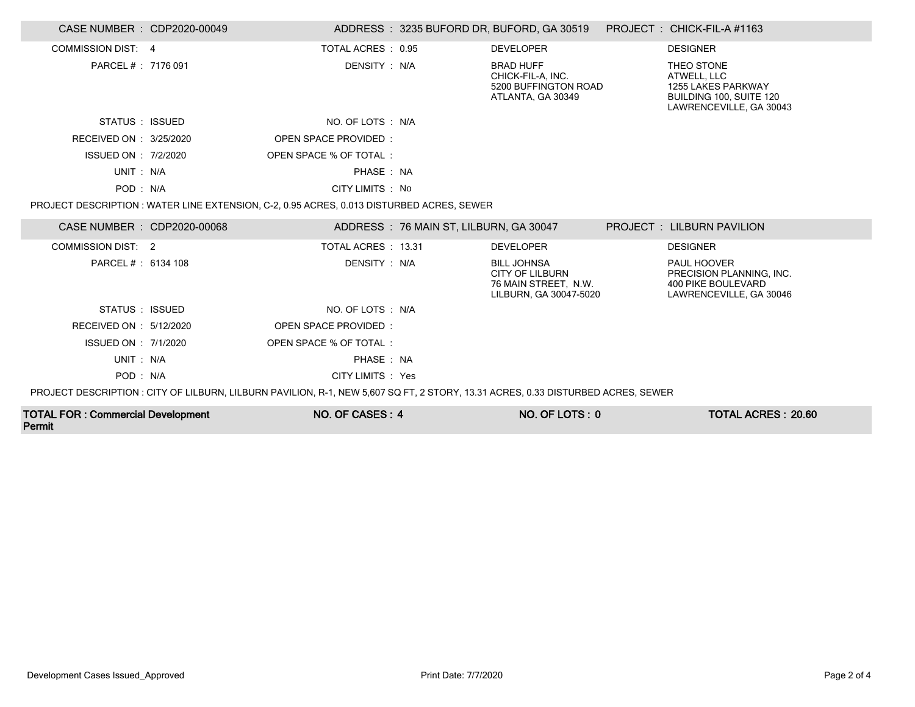**CASE NUMBER :** CDP2020-00049 | **ADDRESS :** 3235 BUFORD DR, BUFORD, GA 30519 | **PROJECT :** CHICK-FIL-A #1163

| | | | | | |
|---|---|---|---|---|---|
| COMMISSION DIST: | 4 | TOTAL ACRES : | 0.95 | DEVELOPER | DESIGNER |
| PARCEL # : | 7176 091 | DENSITY : | N/A | BRAD HUFF<br>CHICK-FIL-A, INC.<br>5200 BUFFINGTON ROAD<br>ATLANTA, GA 30349 | THEO STONE<br>ATWELL, LLC<br>1255 LAKES PARKWAY<br>BUILDING 100, SUITE 120<br>LAWRENCEVILLE, GA 30043 |
| STATUS : | ISSUED | NO. OF LOTS : | N/A | | |
| RECEIVED ON : | 3/25/2020 | OPEN SPACE PROVIDED : | | | |
| ISSUED ON : | 7/2/2020 | OPEN SPACE % OF TOTAL : | | | |
| UNIT : | N/A | PHASE : | NA | | |
| POD : | N/A | CITY LIMITS : | No | | |

PROJECT DESCRIPTION : WATER LINE EXTENSION, C-2, 0.95 ACRES, 0.013 DISTURBED ACRES, SEWER

**CASE NUMBER :** CDP2020-00068 | **ADDRESS :** 76 MAIN ST, LILBURN, GA 30047 | **PROJECT :** LILBURN PAVILION

| | | | | | |
|---|---|---|---|---|---|
| COMMISSION DIST: | 2 | TOTAL ACRES : | 13.31 | DEVELOPER | DESIGNER |
| PARCEL # : | 6134 108 | DENSITY : | N/A | BILL JOHNSA<br>CITY OF LILBURN<br>76 MAIN STREET, N.W.<br>LILBURN, GA 30047-5020 | PAUL HOOVER<br>PRECISION PLANNING, INC.<br>400 PIKE BOULEVARD<br>LAWRENCEVILLE, GA 30046 |
| STATUS : | ISSUED | NO. OF LOTS : | N/A | | |
| RECEIVED ON : | 5/12/2020 | OPEN SPACE PROVIDED : | | | |
| ISSUED ON : | 7/1/2020 | OPEN SPACE % OF TOTAL : | | | |
| UNIT : | N/A | PHASE : | NA | | |
| POD : | N/A | CITY LIMITS : | Yes | | |

PROJECT DESCRIPTION : CITY OF LILBURN, LILBURN PAVILION, R-1, NEW 5,607 SQ FT, 2 STORY, 13.31 ACRES, 0.33 DISTURBED ACRES, SEWER

| TOTAL FOR : Commercial Development Permit | NO. OF CASES : 4 | NO. OF LOTS : 0 | TOTAL ACRES : 20.60 |
|---|---|---|---|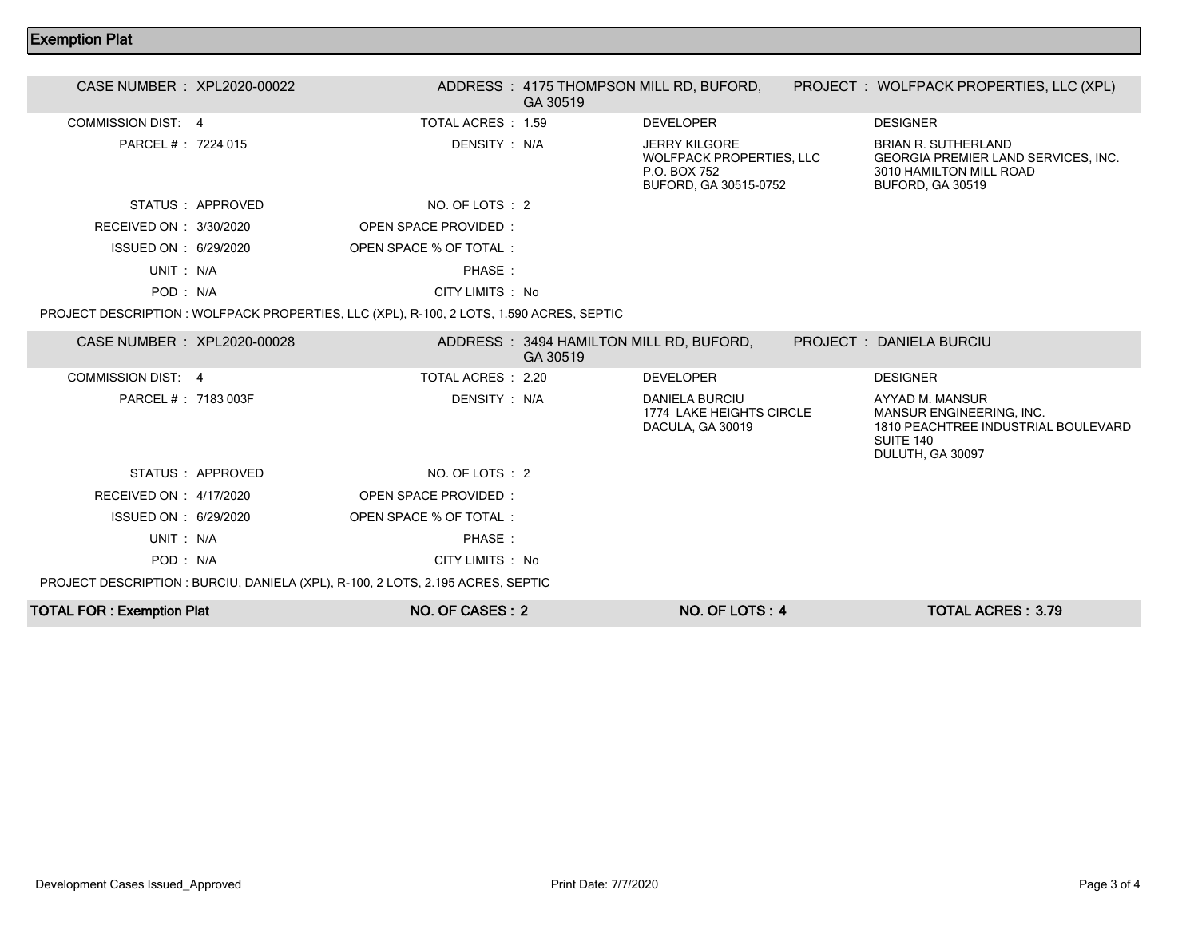## Exemption Plat

| CASE NUMBER : XPL2020-00022 | ADDRESS : 4175 THOMPSON MILL RD, BUFORD, GA 30519 | PROJECT : WOLFPACK PROPERTIES, LLC (XPL) | |
|---|---|---|---|
| COMMISSION DIST: 4 | TOTAL ACRES : 1.59 | DEVELOPER | DESIGNER |
| PARCEL # : 7224 015 | DENSITY : N/A | JERRY KILGORE<br>WOLFPACK PROPERTIES, LLC<br>P.O. BOX 752<br>BUFORD, GA 30515-0752 | BRIAN R. SUTHERLAND<br>GEORGIA PREMIER LAND SERVICES, INC.<br>3010 HAMILTON MILL ROAD<br>BUFORD, GA 30519 |
| STATUS : APPROVED | NO. OF LOTS : 2 | | |
| RECEIVED ON : 3/30/2020 | OPEN SPACE PROVIDED : | | |
| ISSUED ON : 6/29/2020 | OPEN SPACE % OF TOTAL : | | |
| UNIT : N/A | PHASE : | | |
| POD : N/A | CITY LIMITS : No | | |

PROJECT DESCRIPTION : WOLFPACK PROPERTIES, LLC (XPL), R-100, 2 LOTS, 1.590 ACRES, SEPTIC

| CASE NUMBER : XPL2020-00028 | ADDRESS : 3494 HAMILTON MILL RD, BUFORD, GA 30519 | PROJECT : DANIELA BURCIU | |
|---|---|---|---|
| COMMISSION DIST: 4 | TOTAL ACRES : 2.20 | DEVELOPER | DESIGNER |
| PARCEL # : 7183 003F | DENSITY : N/A | DANIELA BURCIU<br>1774 LAKE HEIGHTS CIRCLE<br>DACULA, GA 30019 | AYYAD M. MANSUR<br>MANSUR ENGINEERING, INC.<br>1810 PEACHTREE INDUSTRIAL BOULEVARD<br>SUITE 140<br>DULUTH, GA 30097 |
| STATUS : APPROVED | NO. OF LOTS : 2 | | |
| RECEIVED ON : 4/17/2020 | OPEN SPACE PROVIDED : | | |
| ISSUED ON : 6/29/2020 | OPEN SPACE % OF TOTAL : | | |
| UNIT : N/A | PHASE : | | |
| POD : N/A | CITY LIMITS : No | | |

PROJECT DESCRIPTION : BURCIU, DANIELA (XPL), R-100, 2 LOTS, 2.195 ACRES, SEPTIC

| TOTAL FOR : Exemption Plat | NO. OF CASES : 2 | NO. OF LOTS : 4 | TOTAL ACRES : 3.79 |
|---|---|---|---|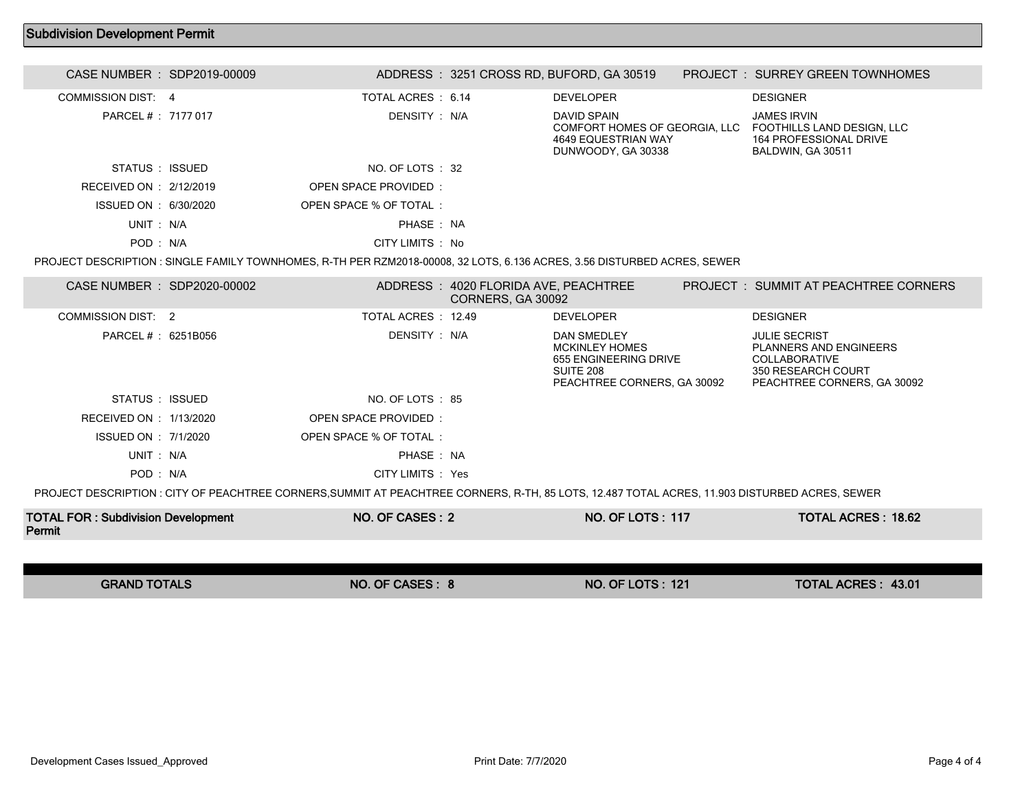## Subdivision Development Permit

| | | | | |
|---|---|---|---|---|
| CASE NUMBER : SDP2019-00009 | ADDRESS : 3251 CROSS RD, BUFORD, GA 30519 | | PROJECT : SURREY GREEN TOWNHOMES | |
| COMMISSION DIST: 4 | TOTAL ACRES : 6.14 | DEVELOPER | DESIGNER | |
| PARCEL # : 7177 017 | DENSITY : N/A | DAVID SPAIN<br>COMFORT HOMES OF GEORGIA, LLC<br>4649 EQUESTRIAN WAY<br>DUNWOODY, GA 30338 | JAMES IRVIN<br>FOOTHILLS LAND DESIGN, LLC<br>164 PROFESSIONAL DRIVE<br>BALDWIN, GA 30511 | |
| STATUS : ISSUED | NO. OF LOTS : 32 | | | |
| RECEIVED ON : 2/12/2019 | OPEN SPACE PROVIDED : | | | |
| ISSUED ON : 6/30/2020 | OPEN SPACE % OF TOTAL : | | | |
| UNIT : N/A | PHASE : NA | | | |
| POD : N/A | CITY LIMITS : No | | | |

PROJECT DESCRIPTION : SINGLE FAMILY TOWNHOMES, R-TH PER RZM2018-00008, 32 LOTS, 6.136 ACRES, 3.56 DISTURBED ACRES, SEWER

| | | | | |
|---|---|---|---|---|
| CASE NUMBER : SDP2020-00002 | ADDRESS : 4020 FLORIDA AVE, PEACHTREE CORNERS, GA 30092 | | PROJECT : SUMMIT AT PEACHTREE CORNERS | |
| COMMISSION DIST: 2 | TOTAL ACRES : 12.49 | DEVELOPER | DESIGNER | |
| PARCEL # : 6251B056 | DENSITY : N/A | DAN SMEDLEY<br>MCKINLEY HOMES<br>655 ENGINEERING DRIVE<br>SUITE 208<br>PEACHTREE CORNERS, GA 30092 | JULIE SECRIST<br>PLANNERS AND ENGINEERS COLLABORATIVE<br>350 RESEARCH COURT<br>PEACHTREE CORNERS, GA 30092 | |
| STATUS : ISSUED | NO. OF LOTS : 85 | | | |
| RECEIVED ON : 1/13/2020 | OPEN SPACE PROVIDED : | | | |
| ISSUED ON : 7/1/2020 | OPEN SPACE % OF TOTAL : | | | |
| UNIT : N/A | PHASE : NA | | | |
| POD : N/A | CITY LIMITS : Yes | | | |

PROJECT DESCRIPTION : CITY OF PEACHTREE CORNERS,SUMMIT AT PEACHTREE CORNERS, R-TH, 85 LOTS, 12.487 TOTAL ACRES, 11.903 DISTURBED ACRES, SEWER

| | | | |
|---|---|---|---|
| **TOTAL FOR : Subdivision Development Permit** | **NO. OF CASES : 2** | **NO. OF LOTS : 117** | **TOTAL ACRES : 18.62** |

| | | | |
|---|---|---|---|
| **GRAND TOTALS** | **NO. OF CASES : 8** | **NO. OF LOTS : 121** | **TOTAL ACRES : 43.01** |